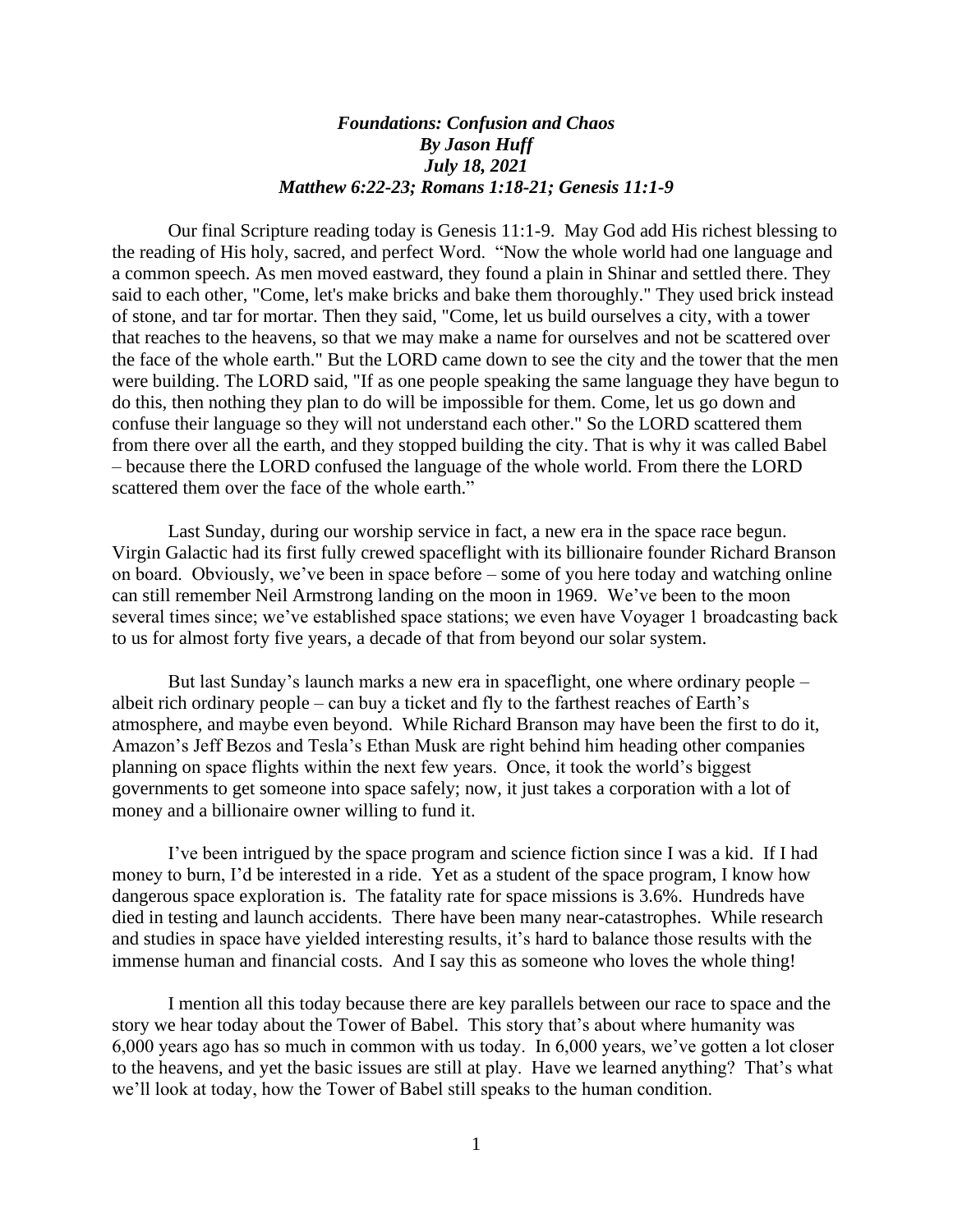***Foundations: Confusion and Chaos***
***By Jason Huff***
***July 18, 2021***
***Matthew 6:22-23; Romans 1:18-21; Genesis 11:1-9***

Our final Scripture reading today is Genesis 11:1-9. May God add His richest blessing to the reading of His holy, sacred, and perfect Word. "Now the whole world had one language and a common speech. As men moved eastward, they found a plain in Shinar and settled there. They said to each other, "Come, let's make bricks and bake them thoroughly." They used brick instead of stone, and tar for mortar. Then they said, "Come, let us build ourselves a city, with a tower that reaches to the heavens, so that we may make a name for ourselves and not be scattered over the face of the whole earth." But the LORD came down to see the city and the tower that the men were building. The LORD said, "If as one people speaking the same language they have begun to do this, then nothing they plan to do will be impossible for them. Come, let us go down and confuse their language so they will not understand each other." So the LORD scattered them from there over all the earth, and they stopped building the city. That is why it was called Babel – because there the LORD confused the language of the whole world. From there the LORD scattered them over the face of the whole earth."

Last Sunday, during our worship service in fact, a new era in the space race begun. Virgin Galactic had its first fully crewed spaceflight with its billionaire founder Richard Branson on board. Obviously, we've been in space before – some of you here today and watching online can still remember Neil Armstrong landing on the moon in 1969. We've been to the moon several times since; we've established space stations; we even have Voyager 1 broadcasting back to us for almost forty five years, a decade of that from beyond our solar system.

But last Sunday's launch marks a new era in spaceflight, one where ordinary people – albeit rich ordinary people – can buy a ticket and fly to the farthest reaches of Earth's atmosphere, and maybe even beyond. While Richard Branson may have been the first to do it, Amazon's Jeff Bezos and Tesla's Ethan Musk are right behind him heading other companies planning on space flights within the next few years. Once, it took the world's biggest governments to get someone into space safely; now, it just takes a corporation with a lot of money and a billionaire owner willing to fund it.

I've been intrigued by the space program and science fiction since I was a kid. If I had money to burn, I'd be interested in a ride. Yet as a student of the space program, I know how dangerous space exploration is. The fatality rate for space missions is 3.6%. Hundreds have died in testing and launch accidents. There have been many near-catastrophes. While research and studies in space have yielded interesting results, it's hard to balance those results with the immense human and financial costs. And I say this as someone who loves the whole thing!

I mention all this today because there are key parallels between our race to space and the story we hear today about the Tower of Babel. This story that's about where humanity was 6,000 years ago has so much in common with us today. In 6,000 years, we've gotten a lot closer to the heavens, and yet the basic issues are still at play. Have we learned anything? That's what we'll look at today, how the Tower of Babel still speaks to the human condition.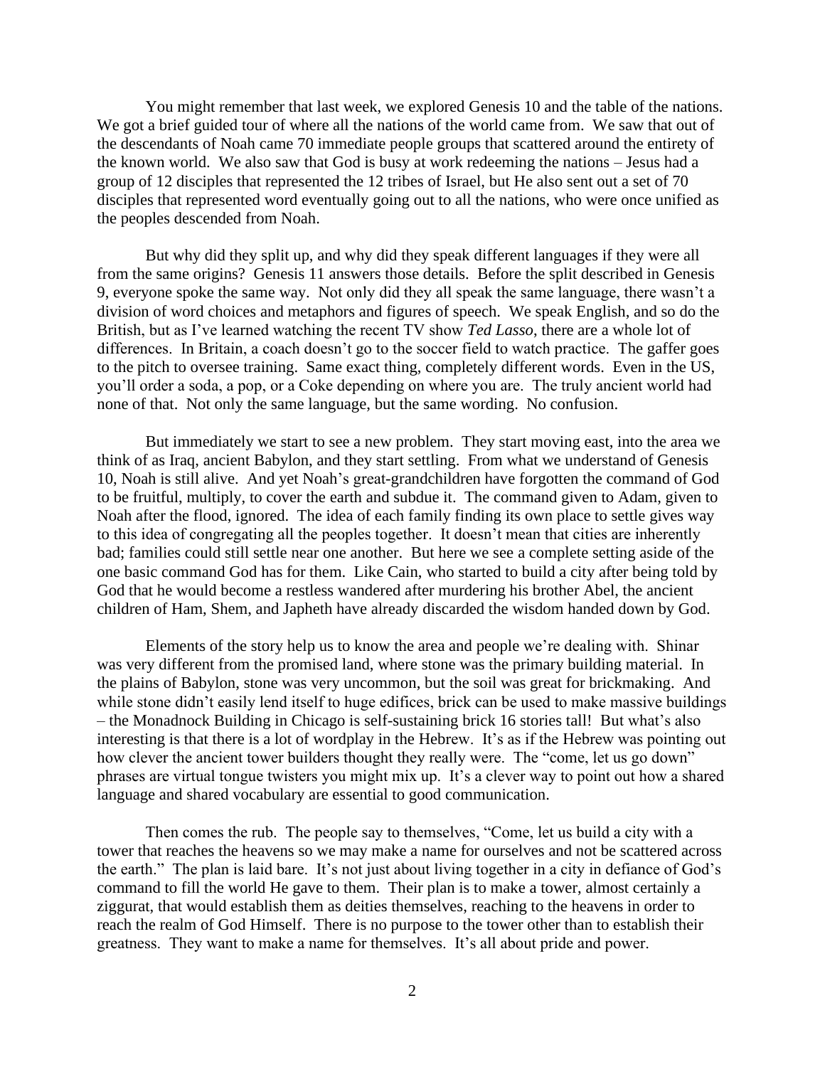You might remember that last week, we explored Genesis 10 and the table of the nations. We got a brief guided tour of where all the nations of the world came from. We saw that out of the descendants of Noah came 70 immediate people groups that scattered around the entirety of the known world. We also saw that God is busy at work redeeming the nations – Jesus had a group of 12 disciples that represented the 12 tribes of Israel, but He also sent out a set of 70 disciples that represented word eventually going out to all the nations, who were once unified as the peoples descended from Noah.

But why did they split up, and why did they speak different languages if they were all from the same origins? Genesis 11 answers those details. Before the split described in Genesis 9, everyone spoke the same way. Not only did they all speak the same language, there wasn't a division of word choices and metaphors and figures of speech. We speak English, and so do the British, but as I've learned watching the recent TV show *Ted Lasso*, there are a whole lot of differences. In Britain, a coach doesn't go to the soccer field to watch practice. The gaffer goes to the pitch to oversee training. Same exact thing, completely different words. Even in the US, you'll order a soda, a pop, or a Coke depending on where you are. The truly ancient world had none of that. Not only the same language, but the same wording. No confusion.

But immediately we start to see a new problem. They start moving east, into the area we think of as Iraq, ancient Babylon, and they start settling. From what we understand of Genesis 10, Noah is still alive. And yet Noah's great-grandchildren have forgotten the command of God to be fruitful, multiply, to cover the earth and subdue it. The command given to Adam, given to Noah after the flood, ignored. The idea of each family finding its own place to settle gives way to this idea of congregating all the peoples together. It doesn't mean that cities are inherently bad; families could still settle near one another. But here we see a complete setting aside of the one basic command God has for them. Like Cain, who started to build a city after being told by God that he would become a restless wandered after murdering his brother Abel, the ancient children of Ham, Shem, and Japheth have already discarded the wisdom handed down by God.

Elements of the story help us to know the area and people we're dealing with. Shinar was very different from the promised land, where stone was the primary building material. In the plains of Babylon, stone was very uncommon, but the soil was great for brickmaking. And while stone didn't easily lend itself to huge edifices, brick can be used to make massive buildings – the Monadnock Building in Chicago is self-sustaining brick 16 stories tall! But what's also interesting is that there is a lot of wordplay in the Hebrew. It's as if the Hebrew was pointing out how clever the ancient tower builders thought they really were. The "come, let us go down" phrases are virtual tongue twisters you might mix up. It's a clever way to point out how a shared language and shared vocabulary are essential to good communication.

Then comes the rub. The people say to themselves, "Come, let us build a city with a tower that reaches the heavens so we may make a name for ourselves and not be scattered across the earth." The plan is laid bare. It's not just about living together in a city in defiance of God's command to fill the world He gave to them. Their plan is to make a tower, almost certainly a ziggurat, that would establish them as deities themselves, reaching to the heavens in order to reach the realm of God Himself. There is no purpose to the tower other than to establish their greatness. They want to make a name for themselves. It's all about pride and power.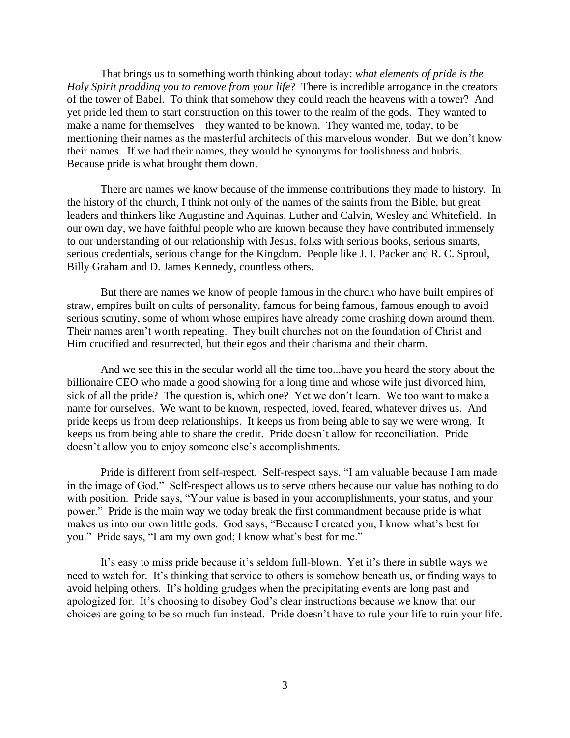That brings us to something worth thinking about today: *what elements of pride is the Holy Spirit prodding you to remove from your life*? There is incredible arrogance in the creators of the tower of Babel. To think that somehow they could reach the heavens with a tower? And yet pride led them to start construction on this tower to the realm of the gods. They wanted to make a name for themselves – they wanted to be known. They wanted me, today, to be mentioning their names as the masterful architects of this marvelous wonder. But we don't know their names. If we had their names, they would be synonyms for foolishness and hubris. Because pride is what brought them down.

There are names we know because of the immense contributions they made to history. In the history of the church, I think not only of the names of the saints from the Bible, but great leaders and thinkers like Augustine and Aquinas, Luther and Calvin, Wesley and Whitefield. In our own day, we have faithful people who are known because they have contributed immensely to our understanding of our relationship with Jesus, folks with serious books, serious smarts, serious credentials, serious change for the Kingdom. People like J. I. Packer and R. C. Sproul, Billy Graham and D. James Kennedy, countless others.

But there are names we know of people famous in the church who have built empires of straw, empires built on cults of personality, famous for being famous, famous enough to avoid serious scrutiny, some of whom whose empires have already come crashing down around them. Their names aren't worth repeating. They built churches not on the foundation of Christ and Him crucified and resurrected, but their egos and their charisma and their charm.

And we see this in the secular world all the time too...have you heard the story about the billionaire CEO who made a good showing for a long time and whose wife just divorced him, sick of all the pride? The question is, which one? Yet we don't learn. We too want to make a name for ourselves. We want to be known, respected, loved, feared, whatever drives us. And pride keeps us from deep relationships. It keeps us from being able to say we were wrong. It keeps us from being able to share the credit. Pride doesn't allow for reconciliation. Pride doesn't allow you to enjoy someone else's accomplishments.

Pride is different from self-respect. Self-respect says, "I am valuable because I am made in the image of God." Self-respect allows us to serve others because our value has nothing to do with position. Pride says, "Your value is based in your accomplishments, your status, and your power." Pride is the main way we today break the first commandment because pride is what makes us into our own little gods. God says, "Because I created you, I know what's best for you." Pride says, "I am my own god; I know what's best for me."

It's easy to miss pride because it's seldom full-blown. Yet it's there in subtle ways we need to watch for. It's thinking that service to others is somehow beneath us, or finding ways to avoid helping others. It's holding grudges when the precipitating events are long past and apologized for. It's choosing to disobey God's clear instructions because we know that our choices are going to be so much fun instead. Pride doesn't have to rule your life to ruin your life.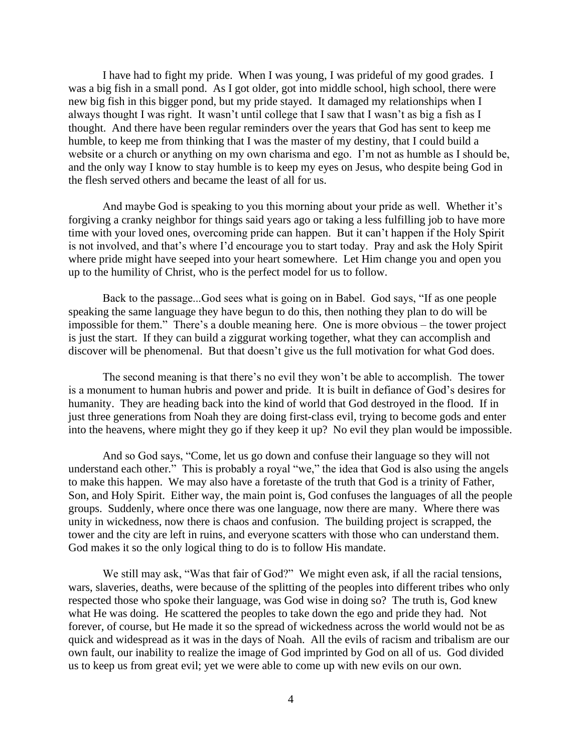I have had to fight my pride. When I was young, I was prideful of my good grades. I was a big fish in a small pond. As I got older, got into middle school, high school, there were new big fish in this bigger pond, but my pride stayed. It damaged my relationships when I always thought I was right. It wasn't until college that I saw that I wasn't as big a fish as I thought. And there have been regular reminders over the years that God has sent to keep me humble, to keep me from thinking that I was the master of my destiny, that I could build a website or a church or anything on my own charisma and ego. I'm not as humble as I should be, and the only way I know to stay humble is to keep my eyes on Jesus, who despite being God in the flesh served others and became the least of all for us.

And maybe God is speaking to you this morning about your pride as well. Whether it's forgiving a cranky neighbor for things said years ago or taking a less fulfilling job to have more time with your loved ones, overcoming pride can happen. But it can't happen if the Holy Spirit is not involved, and that's where I'd encourage you to start today. Pray and ask the Holy Spirit where pride might have seeped into your heart somewhere. Let Him change you and open you up to the humility of Christ, who is the perfect model for us to follow.

Back to the passage...God sees what is going on in Babel. God says, "If as one people speaking the same language they have begun to do this, then nothing they plan to do will be impossible for them." There's a double meaning here. One is more obvious – the tower project is just the start. If they can build a ziggurat working together, what they can accomplish and discover will be phenomenal. But that doesn't give us the full motivation for what God does.

The second meaning is that there's no evil they won't be able to accomplish. The tower is a monument to human hubris and power and pride. It is built in defiance of God's desires for humanity. They are heading back into the kind of world that God destroyed in the flood. If in just three generations from Noah they are doing first-class evil, trying to become gods and enter into the heavens, where might they go if they keep it up? No evil they plan would be impossible.

And so God says, "Come, let us go down and confuse their language so they will not understand each other." This is probably a royal "we," the idea that God is also using the angels to make this happen. We may also have a foretaste of the truth that God is a trinity of Father, Son, and Holy Spirit. Either way, the main point is, God confuses the languages of all the people groups. Suddenly, where once there was one language, now there are many. Where there was unity in wickedness, now there is chaos and confusion. The building project is scrapped, the tower and the city are left in ruins, and everyone scatters with those who can understand them. God makes it so the only logical thing to do is to follow His mandate.

We still may ask, "Was that fair of God?" We might even ask, if all the racial tensions, wars, slaveries, deaths, were because of the splitting of the peoples into different tribes who only respected those who spoke their language, was God wise in doing so? The truth is, God knew what He was doing. He scattered the peoples to take down the ego and pride they had. Not forever, of course, but He made it so the spread of wickedness across the world would not be as quick and widespread as it was in the days of Noah. All the evils of racism and tribalism are our own fault, our inability to realize the image of God imprinted by God on all of us. God divided us to keep us from great evil; yet we were able to come up with new evils on our own.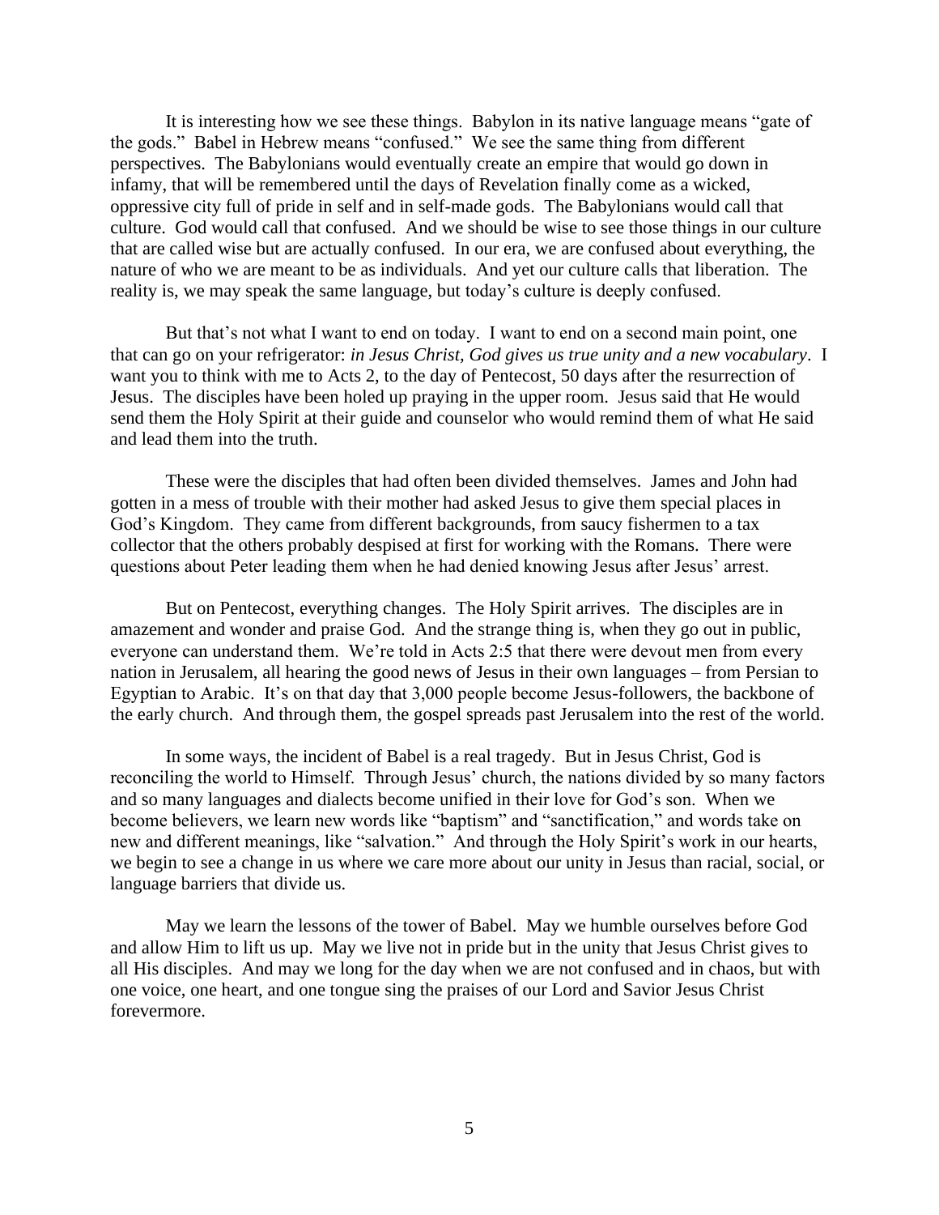It is interesting how we see these things. Babylon in its native language means "gate of the gods." Babel in Hebrew means "confused." We see the same thing from different perspectives. The Babylonians would eventually create an empire that would go down in infamy, that will be remembered until the days of Revelation finally come as a wicked, oppressive city full of pride in self and in self-made gods. The Babylonians would call that culture. God would call that confused. And we should be wise to see those things in our culture that are called wise but are actually confused. In our era, we are confused about everything, the nature of who we are meant to be as individuals. And yet our culture calls that liberation. The reality is, we may speak the same language, but today's culture is deeply confused.

But that's not what I want to end on today. I want to end on a second main point, one that can go on your refrigerator: *in Jesus Christ, God gives us true unity and a new vocabulary*. I want you to think with me to Acts 2, to the day of Pentecost, 50 days after the resurrection of Jesus. The disciples have been holed up praying in the upper room. Jesus said that He would send them the Holy Spirit at their guide and counselor who would remind them of what He said and lead them into the truth.

These were the disciples that had often been divided themselves. James and John had gotten in a mess of trouble with their mother had asked Jesus to give them special places in God's Kingdom. They came from different backgrounds, from saucy fishermen to a tax collector that the others probably despised at first for working with the Romans. There were questions about Peter leading them when he had denied knowing Jesus after Jesus' arrest.

But on Pentecost, everything changes. The Holy Spirit arrives. The disciples are in amazement and wonder and praise God. And the strange thing is, when they go out in public, everyone can understand them. We're told in Acts 2:5 that there were devout men from every nation in Jerusalem, all hearing the good news of Jesus in their own languages – from Persian to Egyptian to Arabic. It's on that day that 3,000 people become Jesus-followers, the backbone of the early church. And through them, the gospel spreads past Jerusalem into the rest of the world.

In some ways, the incident of Babel is a real tragedy. But in Jesus Christ, God is reconciling the world to Himself. Through Jesus' church, the nations divided by so many factors and so many languages and dialects become unified in their love for God's son. When we become believers, we learn new words like "baptism" and "sanctification," and words take on new and different meanings, like "salvation." And through the Holy Spirit's work in our hearts, we begin to see a change in us where we care more about our unity in Jesus than racial, social, or language barriers that divide us.

May we learn the lessons of the tower of Babel. May we humble ourselves before God and allow Him to lift us up. May we live not in pride but in the unity that Jesus Christ gives to all His disciples. And may we long for the day when we are not confused and in chaos, but with one voice, one heart, and one tongue sing the praises of our Lord and Savior Jesus Christ forevermore.